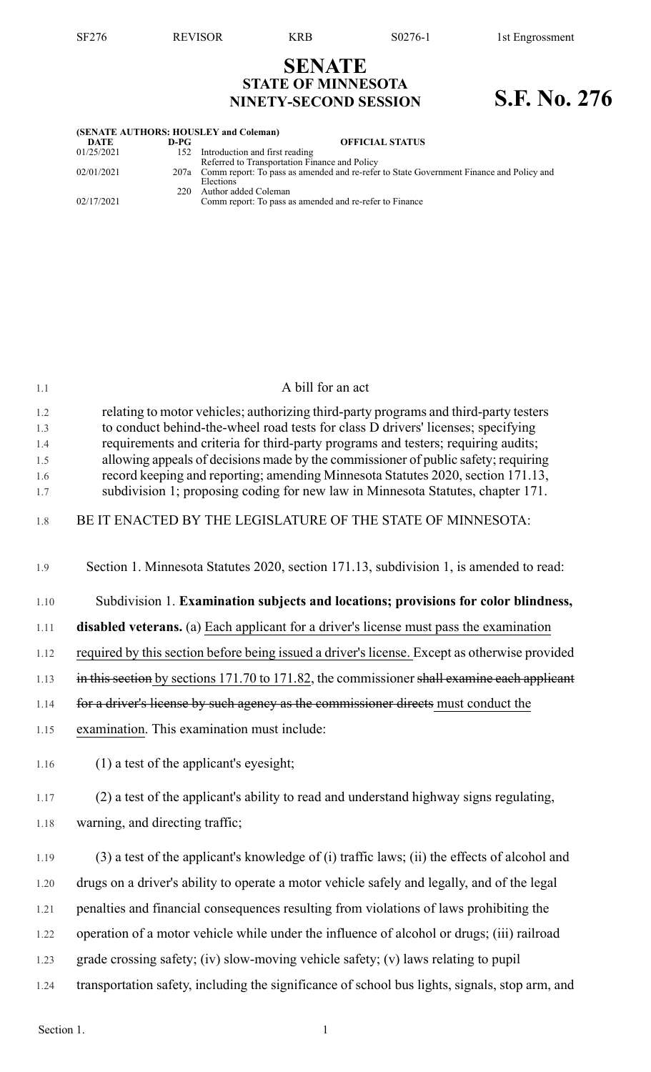# SENATE
## STATE OF MINNESOTA
## NINETY-SECOND SESSION

# S.F. No. 276

**(SENATE AUTHORS: HOUSLEY and Coleman)**

| DATE | D-PG | OFFICIAL STATUS |
|---|---|---|
| 01/25/2021 | 152 | Introduction and first reading<br>Referred to Transportation Finance and Policy |
| 02/01/2021 | 207a | Comm report: To pass as amended and re-refer to State Government Finance and Policy and Elections |
| | 220 | Author added Coleman |
| 02/17/2021 | | Comm report: To pass as amended and re-refer to Finance |

A bill for an act

relating to motor vehicles; authorizing third-party programs and third-party testers to conduct behind-the-wheel road tests for class D drivers' licenses; specifying requirements and criteria for third-party programs and testers; requiring audits; allowing appeals of decisions made by the commissioner of public safety; requiring record keeping and reporting; amending Minnesota Statutes 2020, section 171.13, subdivision 1; proposing coding for new law in Minnesota Statutes, chapter 171.

BE IT ENACTED BY THE LEGISLATURE OF THE STATE OF MINNESOTA:

Section 1. Minnesota Statutes 2020, section 171.13, subdivision 1, is amended to read:

Subdivision 1. **Examination subjects and locations; provisions for color blindness, disabled veterans.** (a) Each applicant for a driver's license must pass the examination required by this section before being issued a driver's license. Except as otherwise provided ~~in this section~~ by sections 171.70 to 171.82, the commissioner ~~shall examine each applicant for a driver's license by such agency as the commissioner directs~~ must conduct the examination. This examination must include:

(1) a test of the applicant's eyesight;

(2) a test of the applicant's ability to read and understand highway signs regulating, warning, and directing traffic;

(3) a test of the applicant's knowledge of (i) traffic laws; (ii) the effects of alcohol and drugs on a driver's ability to operate a motor vehicle safely and legally, and of the legal penalties and financial consequences resulting from violations of laws prohibiting the operation of a motor vehicle while under the influence of alcohol or drugs; (iii) railroad grade crossing safety; (iv) slow-moving vehicle safety; (v) laws relating to pupil transportation safety, including the significance of school bus lights, signals, stop arm, and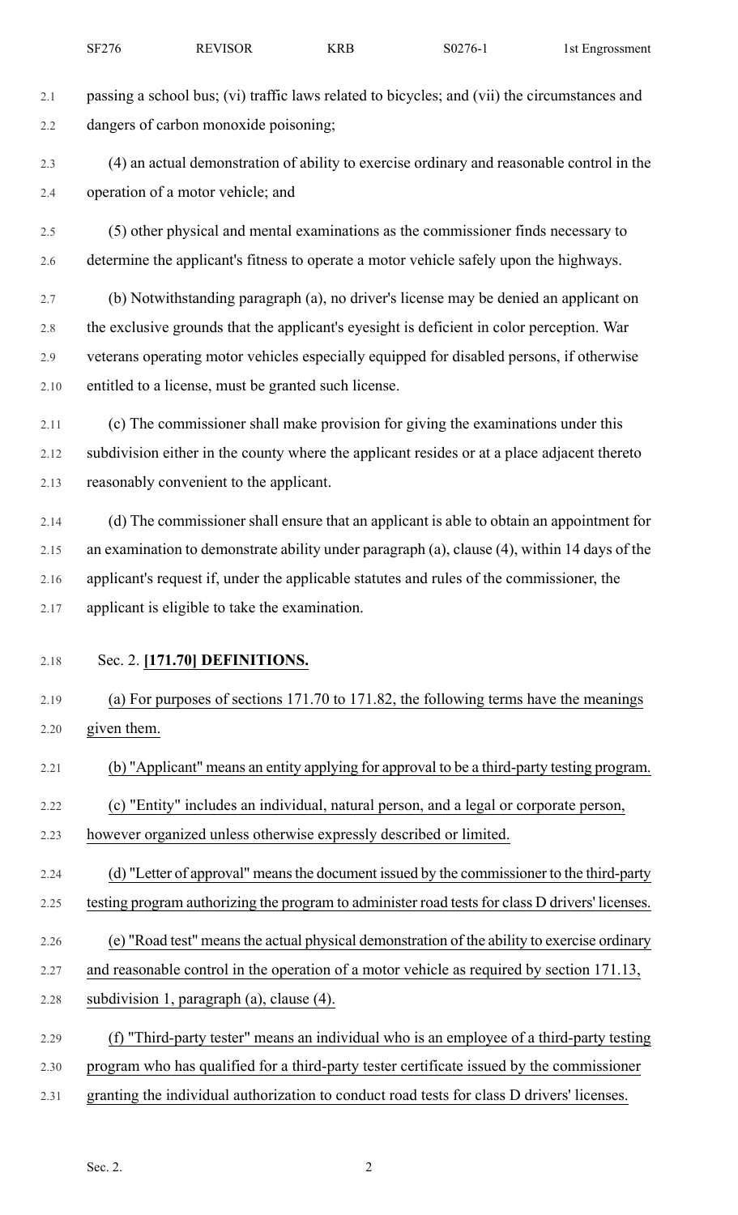passing a school bus; (vi) traffic laws related to bicycles; and (vii) the circumstances and dangers of carbon monoxide poisoning;

(4) an actual demonstration of ability to exercise ordinary and reasonable control in the operation of a motor vehicle; and

(5) other physical and mental examinations as the commissioner finds necessary to determine the applicant's fitness to operate a motor vehicle safely upon the highways.

(b) Notwithstanding paragraph (a), no driver's license may be denied an applicant on the exclusive grounds that the applicant's eyesight is deficient in color perception. War veterans operating motor vehicles especially equipped for disabled persons, if otherwise entitled to a license, must be granted such license.

(c) The commissioner shall make provision for giving the examinations under this subdivision either in the county where the applicant resides or at a place adjacent thereto reasonably convenient to the applicant.

(d) The commissioner shall ensure that an applicant is able to obtain an appointment for an examination to demonstrate ability under paragraph (a), clause (4), within 14 days of the applicant's request if, under the applicable statutes and rules of the commissioner, the applicant is eligible to take the examination.

Sec. 2. **[171.70] DEFINITIONS.**

(a) For purposes of sections 171.70 to 171.82, the following terms have the meanings given them.

(b) "Applicant" means an entity applying for approval to be a third-party testing program.

(c) "Entity" includes an individual, natural person, and a legal or corporate person, however organized unless otherwise expressly described or limited.

(d) "Letter of approval" means the document issued by the commissioner to the third-party testing program authorizing the program to administer road tests for class D drivers' licenses.

(e) "Road test" means the actual physical demonstration of the ability to exercise ordinary and reasonable control in the operation of a motor vehicle as required by section 171.13, subdivision 1, paragraph (a), clause (4).

(f) "Third-party tester" means an individual who is an employee of a third-party testing program who has qualified for a third-party tester certificate issued by the commissioner granting the individual authorization to conduct road tests for class D drivers' licenses.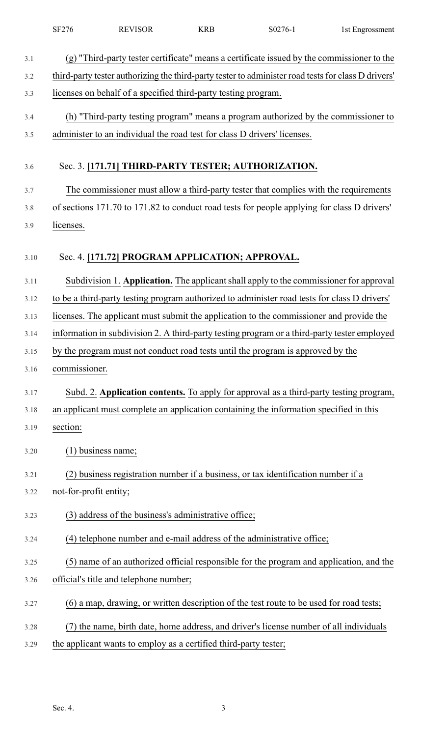(g) "Third-party tester certificate" means a certificate issued by the commissioner to the third-party tester authorizing the third-party tester to administer road tests for class D drivers' licenses on behalf of a specified third-party testing program.

(h) "Third-party testing program" means a program authorized by the commissioner to administer to an individual the road test for class D drivers' licenses.

Sec. 3. **[171.71] THIRD-PARTY TESTER; AUTHORIZATION.**

The commissioner must allow a third-party tester that complies with the requirements of sections 171.70 to 171.82 to conduct road tests for people applying for class D drivers' licenses.

Sec. 4. **[171.72] PROGRAM APPLICATION; APPROVAL.**

Subdivision 1. **Application.** The applicant shall apply to the commissioner for approval to be a third-party testing program authorized to administer road tests for class D drivers' licenses. The applicant must submit the application to the commissioner and provide the information in subdivision 2. A third-party testing program or a third-party tester employed by the program must not conduct road tests until the program is approved by the commissioner.

Subd. 2. **Application contents.** To apply for approval as a third-party testing program, an applicant must complete an application containing the information specified in this section:

(1) business name;

(2) business registration number if a business, or tax identification number if a not-for-profit entity;

(3) address of the business's administrative office;

(4) telephone number and e-mail address of the administrative office;

(5) name of an authorized official responsible for the program and application, and the official's title and telephone number;

(6) a map, drawing, or written description of the test route to be used for road tests;

(7) the name, birth date, home address, and driver's license number of all individuals the applicant wants to employ as a certified third-party tester;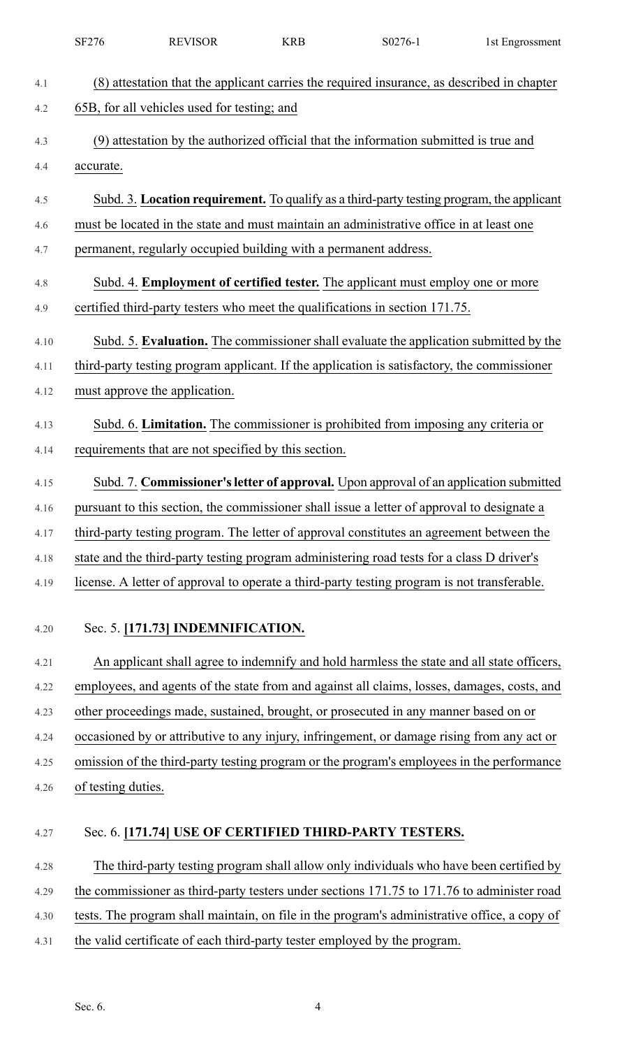(8) attestation that the applicant carries the required insurance, as described in chapter 65B, for all vehicles used for testing; and

(9) attestation by the authorized official that the information submitted is true and accurate.

Subd. 3. **Location requirement.** To qualify as a third-party testing program, the applicant must be located in the state and must maintain an administrative office in at least one permanent, regularly occupied building with a permanent address.

Subd. 4. **Employment of certified tester.** The applicant must employ one or more certified third-party testers who meet the qualifications in section 171.75.

Subd. 5. **Evaluation.** The commissioner shall evaluate the application submitted by the third-party testing program applicant. If the application is satisfactory, the commissioner must approve the application.

Subd. 6. **Limitation.** The commissioner is prohibited from imposing any criteria or requirements that are not specified by this section.

Subd. 7. **Commissioner's letter of approval.** Upon approval of an application submitted pursuant to this section, the commissioner shall issue a letter of approval to designate a third-party testing program. The letter of approval constitutes an agreement between the state and the third-party testing program administering road tests for a class D driver's license. A letter of approval to operate a third-party testing program is not transferable.

Sec. 5. **[171.73] INDEMNIFICATION.**

An applicant shall agree to indemnify and hold harmless the state and all state officers, employees, and agents of the state from and against all claims, losses, damages, costs, and other proceedings made, sustained, brought, or prosecuted in any manner based on or occasioned by or attributive to any injury, infringement, or damage rising from any act or omission of the third-party testing program or the program's employees in the performance of testing duties.

Sec. 6. **[171.74] USE OF CERTIFIED THIRD-PARTY TESTERS.**

The third-party testing program shall allow only individuals who have been certified by the commissioner as third-party testers under sections 171.75 to 171.76 to administer road tests. The program shall maintain, on file in the program's administrative office, a copy of the valid certificate of each third-party tester employed by the program.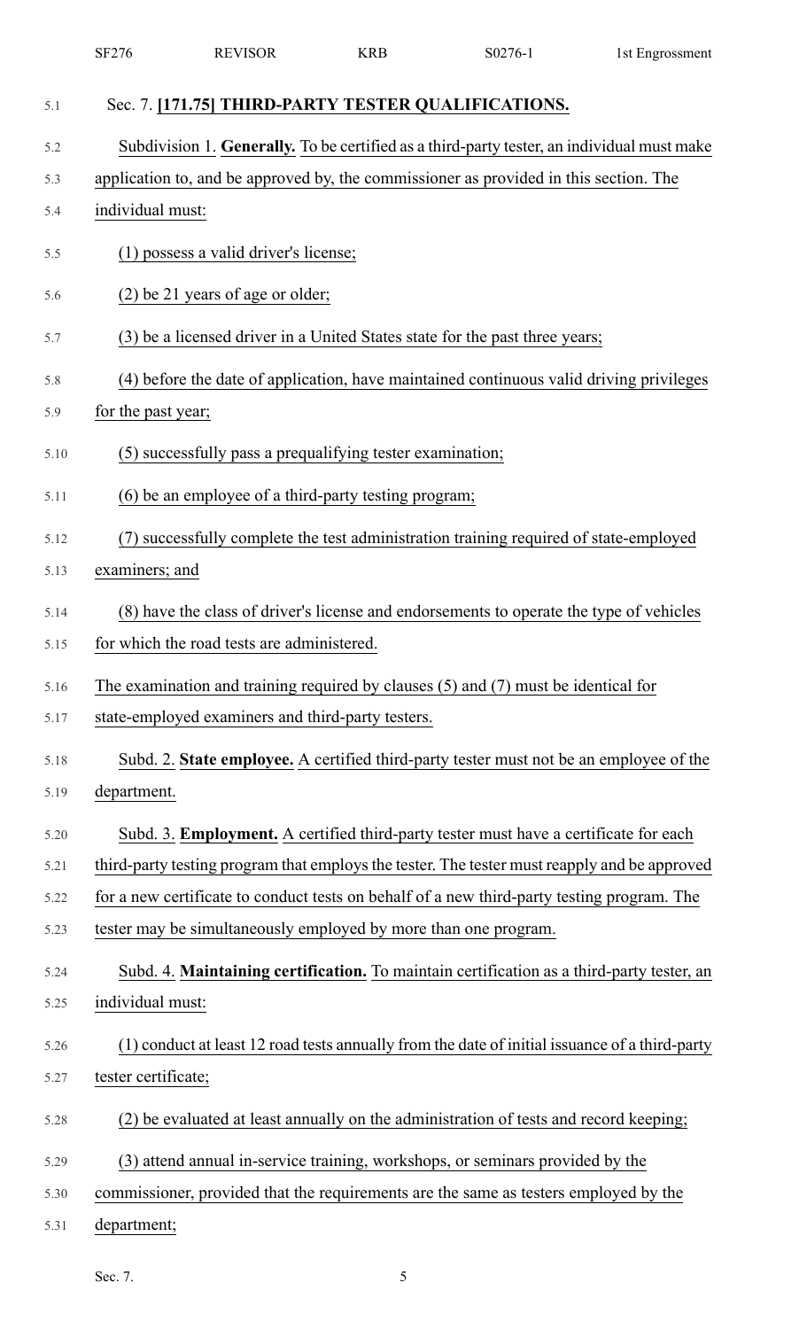Sec. 7. **[171.75] THIRD-PARTY TESTER QUALIFICATIONS.**

Subdivision 1. **Generally.** To be certified as a third-party tester, an individual must make application to, and be approved by, the commissioner as provided in this section. The individual must:

(1) possess a valid driver's license;

(2) be 21 years of age or older;

(3) be a licensed driver in a United States state for the past three years;

(4) before the date of application, have maintained continuous valid driving privileges for the past year;

(5) successfully pass a prequalifying tester examination;

(6) be an employee of a third-party testing program;

(7) successfully complete the test administration training required of state-employed examiners; and

(8) have the class of driver's license and endorsements to operate the type of vehicles for which the road tests are administered.

The examination and training required by clauses (5) and (7) must be identical for state-employed examiners and third-party testers.

Subd. 2. **State employee.** A certified third-party tester must not be an employee of the department.

Subd. 3. **Employment.** A certified third-party tester must have a certificate for each third-party testing program that employs the tester. The tester must reapply and be approved for a new certificate to conduct tests on behalf of a new third-party testing program. The tester may be simultaneously employed by more than one program.

Subd. 4. **Maintaining certification.** To maintain certification as a third-party tester, an individual must:

(1) conduct at least 12 road tests annually from the date of initial issuance of a third-party tester certificate;

(2) be evaluated at least annually on the administration of tests and record keeping;

(3) attend annual in-service training, workshops, or seminars provided by the commissioner, provided that the requirements are the same as testers employed by the department;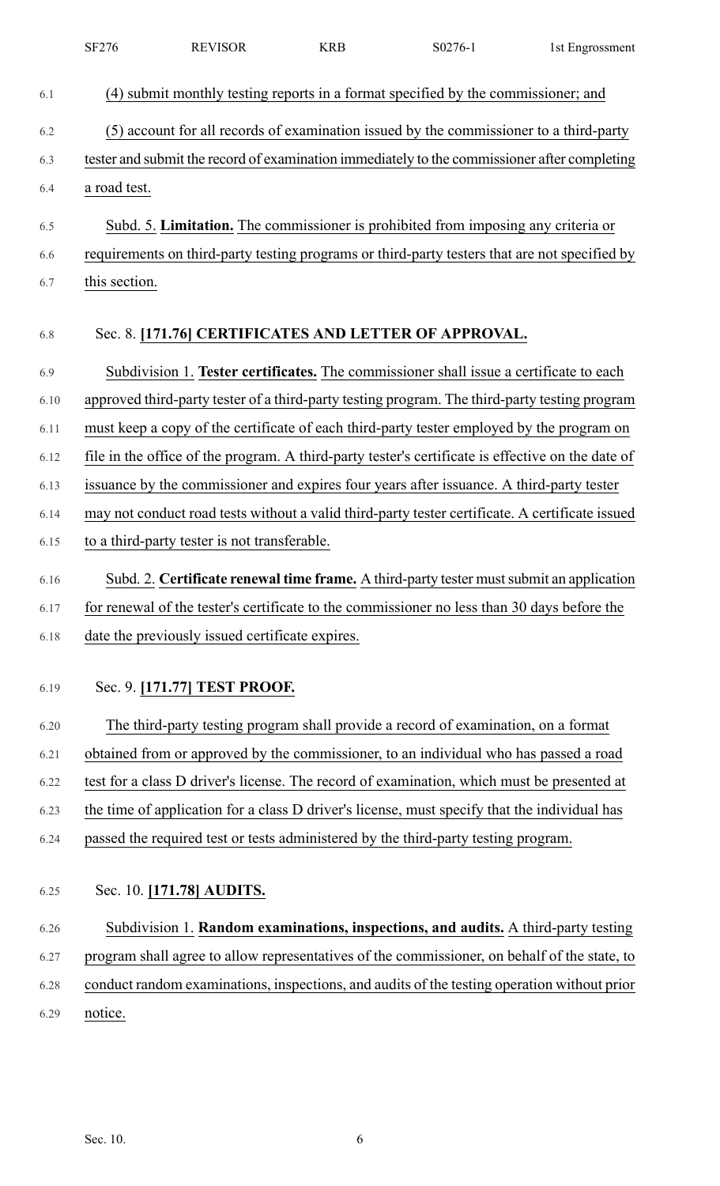(4) submit monthly testing reports in a format specified by the commissioner; and

(5) account for all records of examination issued by the commissioner to a third-party tester and submit the record of examination immediately to the commissioner after completing a road test.

Subd. 5. **Limitation.** The commissioner is prohibited from imposing any criteria or requirements on third-party testing programs or third-party testers that are not specified by this section.

## Sec. 8. [171.76] CERTIFICATES AND LETTER OF APPROVAL.

Subdivision 1. **Tester certificates.** The commissioner shall issue a certificate to each approved third-party tester of a third-party testing program. The third-party testing program must keep a copy of the certificate of each third-party tester employed by the program on file in the office of the program. A third-party tester's certificate is effective on the date of issuance by the commissioner and expires four years after issuance. A third-party tester may not conduct road tests without a valid third-party tester certificate. A certificate issued to a third-party tester is not transferable.

Subd. 2. **Certificate renewal time frame.** A third-party tester must submit an application for renewal of the tester's certificate to the commissioner no less than 30 days before the date the previously issued certificate expires.

## Sec. 9. [171.77] TEST PROOF.

The third-party testing program shall provide a record of examination, on a format obtained from or approved by the commissioner, to an individual who has passed a road test for a class D driver's license. The record of examination, which must be presented at the time of application for a class D driver's license, must specify that the individual has passed the required test or tests administered by the third-party testing program.

## Sec. 10. [171.78] AUDITS.

Subdivision 1. **Random examinations, inspections, and audits.** A third-party testing program shall agree to allow representatives of the commissioner, on behalf of the state, to conduct random examinations, inspections, and audits of the testing operation without prior notice.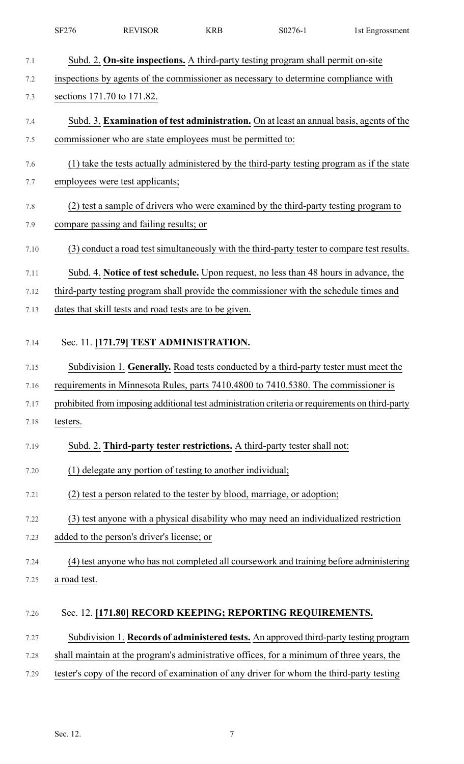Subd. 2. **On-site inspections.** A third-party testing program shall permit on-site inspections by agents of the commissioner as necessary to determine compliance with sections 171.70 to 171.82.

Subd. 3. **Examination of test administration.** On at least an annual basis, agents of the commissioner who are state employees must be permitted to:

(1) take the tests actually administered by the third-party testing program as if the state employees were test applicants;

(2) test a sample of drivers who were examined by the third-party testing program to compare passing and failing results; or

(3) conduct a road test simultaneously with the third-party tester to compare test results.

Subd. 4. **Notice of test schedule.** Upon request, no less than 48 hours in advance, the third-party testing program shall provide the commissioner with the schedule times and dates that skill tests and road tests are to be given.

## Sec. 11. [171.79] TEST ADMINISTRATION.

Subdivision 1. **Generally.** Road tests conducted by a third-party tester must meet the requirements in Minnesota Rules, parts 7410.4800 to 7410.5380. The commissioner is prohibited from imposing additional test administration criteria or requirements on third-party testers.

Subd. 2. **Third-party tester restrictions.** A third-party tester shall not:

(1) delegate any portion of testing to another individual;

(2) test a person related to the tester by blood, marriage, or adoption;

(3) test anyone with a physical disability who may need an individualized restriction added to the person's driver's license; or

(4) test anyone who has not completed all coursework and training before administering a road test.

## Sec. 12. [171.80] RECORD KEEPING; REPORTING REQUIREMENTS.

Subdivision 1. **Records of administered tests.** An approved third-party testing program shall maintain at the program's administrative offices, for a minimum of three years, the tester's copy of the record of examination of any driver for whom the third-party testing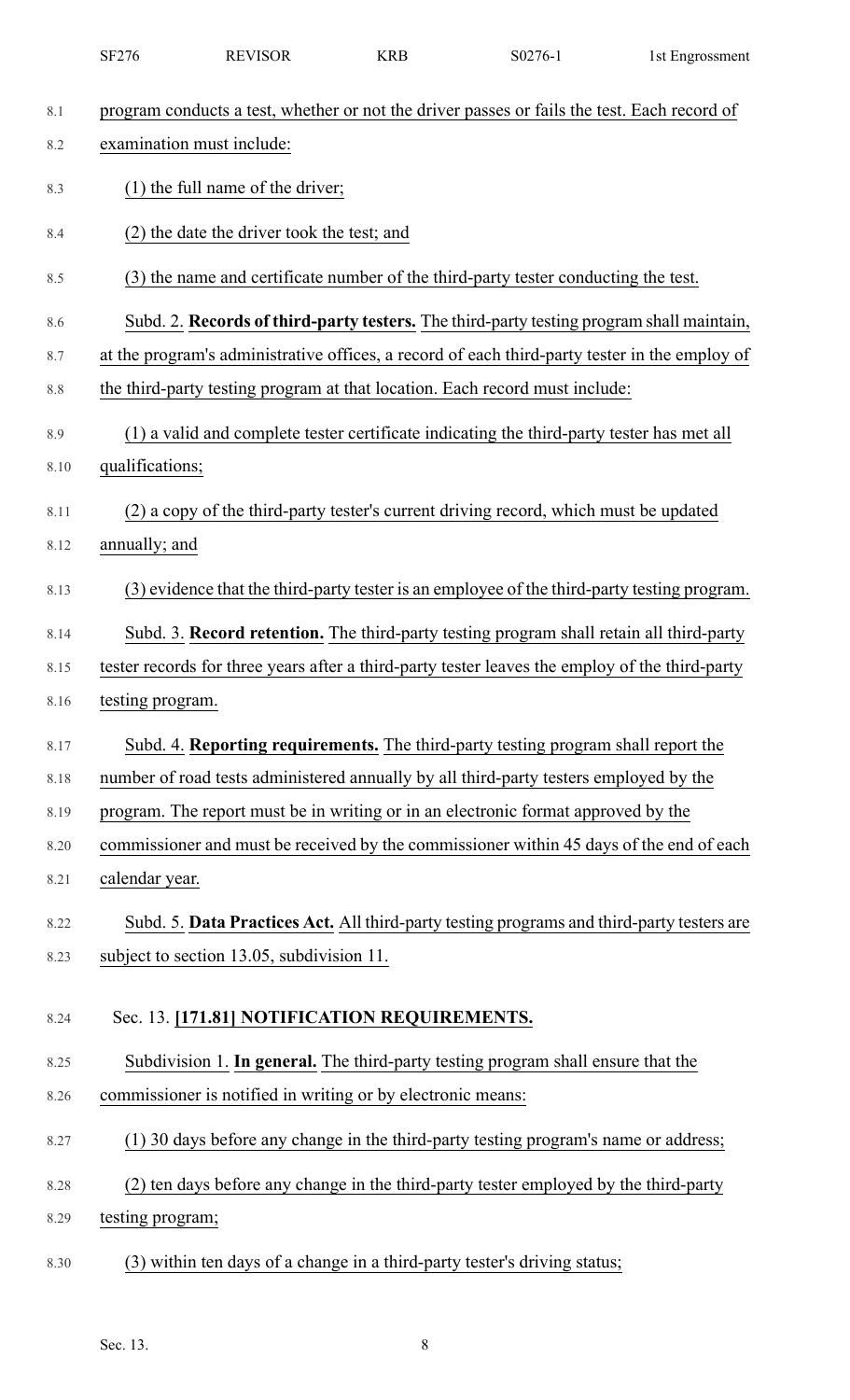program conducts a test, whether or not the driver passes or fails the test. Each record of examination must include:

(1) the full name of the driver;

(2) the date the driver took the test; and

(3) the name and certificate number of the third-party tester conducting the test.

Subd. 2. **Records of third-party testers.** The third-party testing program shall maintain, at the program's administrative offices, a record of each third-party tester in the employ of the third-party testing program at that location. Each record must include:

(1) a valid and complete tester certificate indicating the third-party tester has met all qualifications;

(2) a copy of the third-party tester's current driving record, which must be updated annually; and

(3) evidence that the third-party tester is an employee of the third-party testing program.

Subd. 3. **Record retention.** The third-party testing program shall retain all third-party tester records for three years after a third-party tester leaves the employ of the third-party testing program.

Subd. 4. **Reporting requirements.** The third-party testing program shall report the number of road tests administered annually by all third-party testers employed by the program. The report must be in writing or in an electronic format approved by the commissioner and must be received by the commissioner within 45 days of the end of each calendar year.

Subd. 5. **Data Practices Act.** All third-party testing programs and third-party testers are subject to section 13.05, subdivision 11.

Sec. 13. **[171.81] NOTIFICATION REQUIREMENTS.**

Subdivision 1. **In general.** The third-party testing program shall ensure that the commissioner is notified in writing or by electronic means:

(1) 30 days before any change in the third-party testing program's name or address;

(2) ten days before any change in the third-party tester employed by the third-party testing program;

(3) within ten days of a change in a third-party tester's driving status;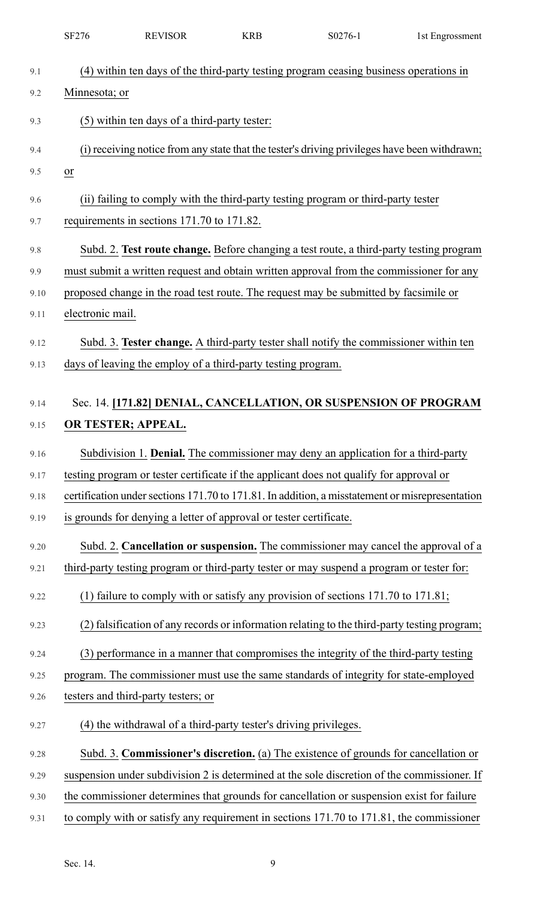(4) within ten days of the third-party testing program ceasing business operations in Minnesota; or

(5) within ten days of a third-party tester:

(i) receiving notice from any state that the tester's driving privileges have been withdrawn; or

(ii) failing to comply with the third-party testing program or third-party tester requirements in sections 171.70 to 171.82.

Subd. 2. **Test route change.** Before changing a test route, a third-party testing program must submit a written request and obtain written approval from the commissioner for any proposed change in the road test route. The request may be submitted by facsimile or electronic mail.

Subd. 3. **Tester change.** A third-party tester shall notify the commissioner within ten days of leaving the employ of a third-party testing program.

## Sec. 14. [171.82] DENIAL, CANCELLATION, OR SUSPENSION OF PROGRAM OR TESTER; APPEAL.

Subdivision 1. **Denial.** The commissioner may deny an application for a third-party testing program or tester certificate if the applicant does not qualify for approval or certification under sections 171.70 to 171.81. In addition, a misstatement or misrepresentation is grounds for denying a letter of approval or tester certificate.

Subd. 2. **Cancellation or suspension.** The commissioner may cancel the approval of a third-party testing program or third-party tester or may suspend a program or tester for:

(1) failure to comply with or satisfy any provision of sections 171.70 to 171.81;

(2) falsification of any records or information relating to the third-party testing program;

(3) performance in a manner that compromises the integrity of the third-party testing program. The commissioner must use the same standards of integrity for state-employed testers and third-party testers; or

(4) the withdrawal of a third-party tester's driving privileges.

Subd. 3. **Commissioner's discretion.** (a) The existence of grounds for cancellation or suspension under subdivision 2 is determined at the sole discretion of the commissioner. If the commissioner determines that grounds for cancellation or suspension exist for failure to comply with or satisfy any requirement in sections 171.70 to 171.81, the commissioner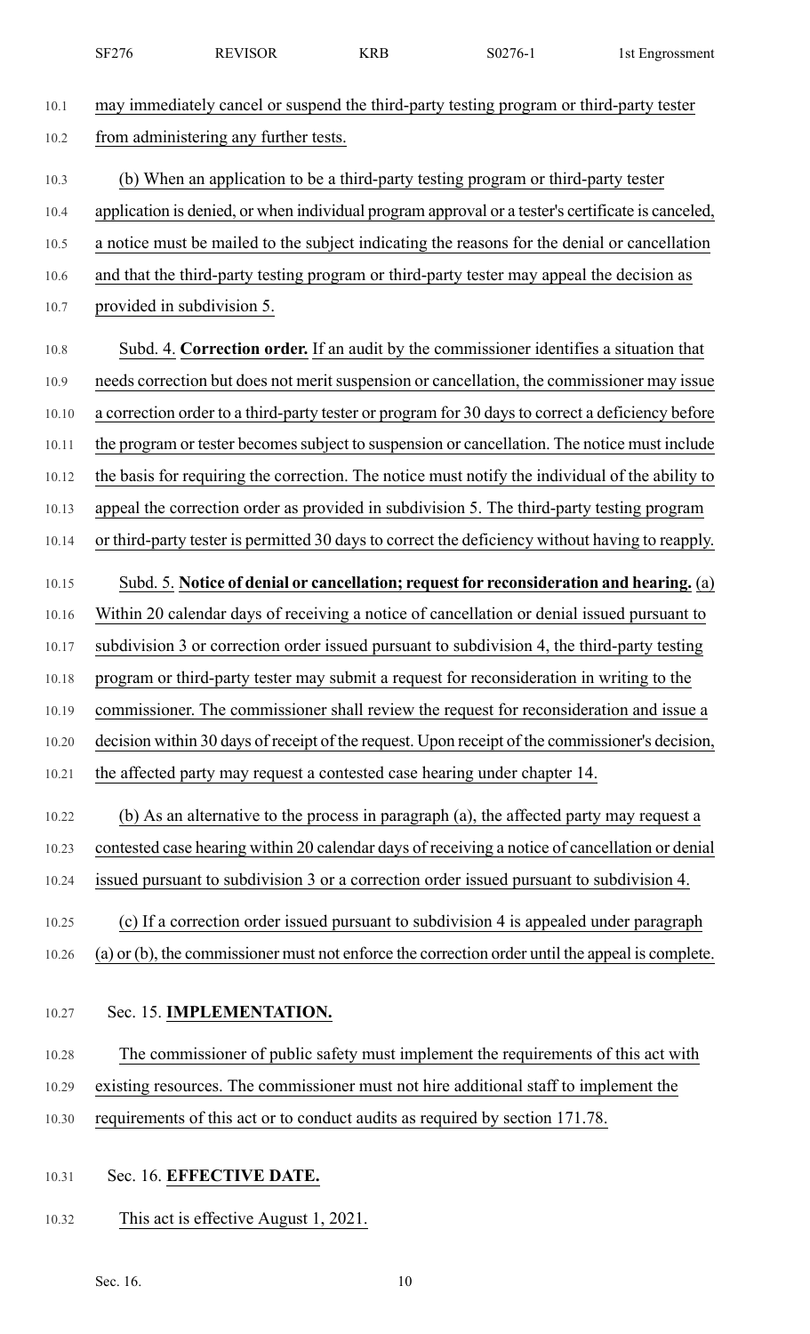may immediately cancel or suspend the third-party testing program or third-party tester from administering any further tests.

(b) When an application to be a third-party testing program or third-party tester application is denied, or when individual program approval or a tester's certificate is canceled, a notice must be mailed to the subject indicating the reasons for the denial or cancellation and that the third-party testing program or third-party tester may appeal the decision as provided in subdivision 5.

Subd. 4. **Correction order.** If an audit by the commissioner identifies a situation that needs correction but does not merit suspension or cancellation, the commissioner may issue a correction order to a third-party tester or program for 30 days to correct a deficiency before the program or tester becomes subject to suspension or cancellation. The notice must include the basis for requiring the correction. The notice must notify the individual of the ability to appeal the correction order as provided in subdivision 5. The third-party testing program or third-party tester is permitted 30 days to correct the deficiency without having to reapply.

Subd. 5. **Notice of denial or cancellation; request for reconsideration and hearing.** (a) Within 20 calendar days of receiving a notice of cancellation or denial issued pursuant to subdivision 3 or correction order issued pursuant to subdivision 4, the third-party testing program or third-party tester may submit a request for reconsideration in writing to the commissioner. The commissioner shall review the request for reconsideration and issue a decision within 30 days of receipt of the request. Upon receipt of the commissioner's decision, the affected party may request a contested case hearing under chapter 14.

(b) As an alternative to the process in paragraph (a), the affected party may request a contested case hearing within 20 calendar days of receiving a notice of cancellation or denial issued pursuant to subdivision 3 or a correction order issued pursuant to subdivision 4.

(c) If a correction order issued pursuant to subdivision 4 is appealed under paragraph (a) or (b), the commissioner must not enforce the correction order until the appeal is complete.

Sec. 15. **IMPLEMENTATION.**

The commissioner of public safety must implement the requirements of this act with existing resources. The commissioner must not hire additional staff to implement the requirements of this act or to conduct audits as required by section 171.78.

Sec. 16. **EFFECTIVE DATE.**

This act is effective August 1, 2021.